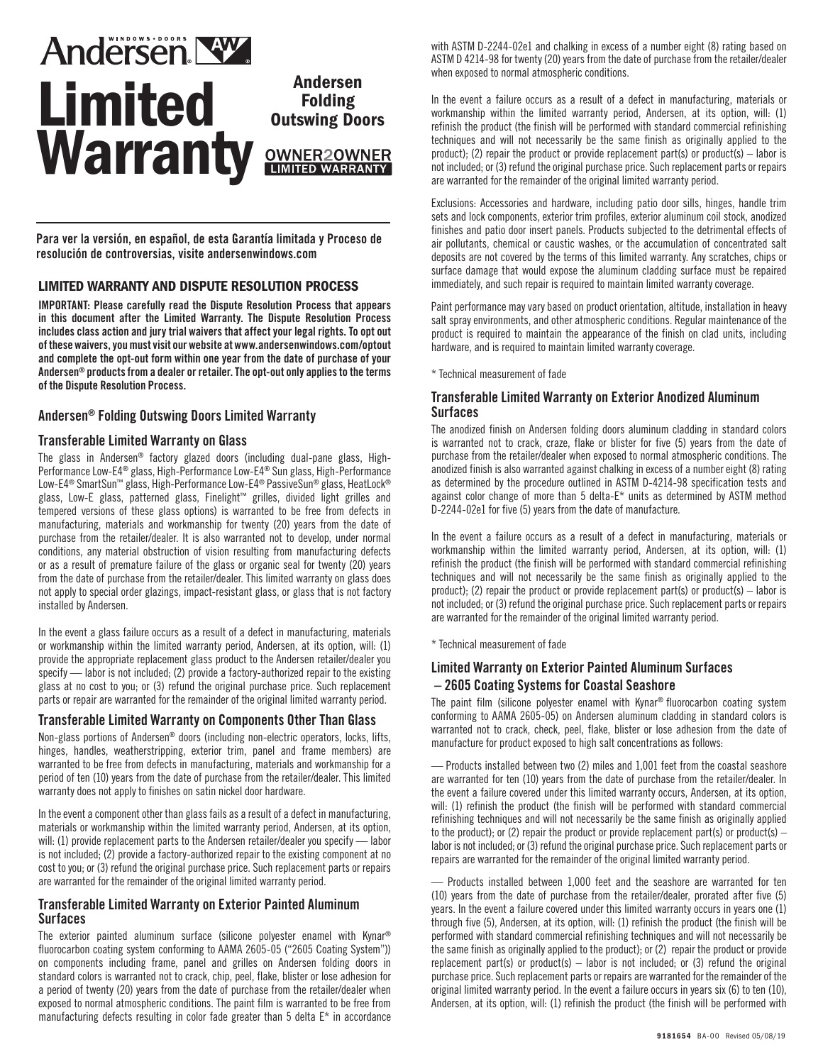# Andersen® Limited Warranty

## Andersen Folding Outswing Doors

OWNER2OWNER LIMITED WARRANTY

**Para ver la versión, en español, de esta Garantía limitada y Proceso de resolución de controversias, visite andersenwindows.com**

### LIMITED WARRANTY AND DISPUTE RESOLUTION PROCESS

**IMPORTANT: Please carefully read the Dispute Resolution Process that appears in this document after the Limited Warranty. The Dispute Resolution Process includes class action and jury trial waivers that affect your legal rights. To opt out of these waivers, you must visit our website at www.andersenwindows.com/optout and complete the opt-out form within one year from the date of purchase of your Andersen® products from a dealer or retailer. The opt-out only applies to the terms of the Dispute Resolution Process.**

### Andersen® Folding Outswing Doors Limited Warranty

### Transferable Limited Warranty on Glass

The glass in Andersen® factory glazed doors (including dual-pane glass, High-Performance Low-E4® glass, High-Performance Low-E4® Sun glass, High-Performance Low-E4® SmartSun™ glass, High-Performance Low-E4® PassiveSun® glass, HeatLock® glass, Low-E glass, patterned glass, Finelight™ grilles, divided light grilles and tempered versions of these glass options) is warranted to be free from defects in manufacturing, materials and workmanship for twenty (20) years from the date of purchase from the retailer/dealer. It is also warranted not to develop, under normal conditions, any material obstruction of vision resulting from manufacturing defects or as a result of premature failure of the glass or organic seal for twenty (20) years from the date of purchase from the retailer/dealer. This limited warranty on glass does not apply to special order glazings, impact-resistant glass, or glass that is not factory installed by Andersen.

In the event a glass failure occurs as a result of a defect in manufacturing, materials or workmanship within the limited warranty period, Andersen, at its option, will: (1) provide the appropriate replacement glass product to the Andersen retailer/dealer you specify — labor is not included; (2) provide a factory-authorized repair to the existing glass at no cost to you; or (3) refund the original purchase price. Such replacement parts or repairs are warranted for the remainder of the original limited warranty period.

### Transferable Limited Warranty on Components Other Than Glass

Non-glass portions of Andersen® doors (including non-electric operators, locks, lifts, hinges, handles, weatherstripping, exterior trim, panel and frame members) are warranted to be free from defects in manufacturing, materials and workmanship for a period of ten (10) years from the date of purchase from the retailer/dealer. This limited warranty does not apply to finishes on satin nickel door hardware.

In the event a component other than glass fails as a result of a defect in manufacturing, materials or workmanship within the limited warranty period, Andersen, at its option, will: (1) provide replacement parts to the Andersen retailer/dealer you specify — labor is not included; (2) provide a factory-authorized repair to the existing component at no cost to you; or (3) refund the original purchase price. Such replacement parts or repairs are warranted for the remainder of the original limited warranty period.

### Transferable Limited Warranty on Exterior Painted Aluminum Surfaces

The exterior painted aluminum surface (silicone polyester enamel with Kynar® fluorocarbon coating system conforming to AAMA 2605-05 ("2605 Coating System")) on components including frame, panel and grilles on Andersen folding doors in standard colors is warranted not to crack, chip, peel, flake, blister or lose adhesion for a period of twenty (20) years from the date of purchase from the retailer/dealer when exposed to normal atmospheric conditions. The paint film is warranted to be free from manufacturing defects resulting in color fade greater than 5 delta E* in accordance with ASTM D-2244-02e1 and chalking in excess of a number eight (8) rating based on ASTM D 4214-98 for twenty (20) years from the date of purchase from the retailer/dealer when exposed to normal atmospheric conditions.

In the event a failure occurs as a result of a defect in manufacturing, materials or workmanship within the limited warranty period, Andersen, at its option, will: (1) refinish the product (the finish will be performed with standard commercial refinishing techniques and will not necessarily be the same finish as originally applied to the product); (2) repair the product or provide replacement part(s) or product(s) – labor is not included; or (3) refund the original purchase price. Such replacement parts or repairs are warranted for the remainder of the original limited warranty period.

Exclusions: Accessories and hardware, including patio door sills, hinges, handle trim sets and lock components, exterior trim profiles, exterior aluminum coil stock, anodized finishes and patio door insert panels. Products subjected to the detrimental effects of air pollutants, chemical or caustic washes, or the accumulation of concentrated salt deposits are not covered by the terms of this limited warranty. Any scratches, chips or surface damage that would expose the aluminum cladding surface must be repaired immediately, and such repair is required to maintain limited warranty coverage.

Paint performance may vary based on product orientation, altitude, installation in heavy salt spray environments, and other atmospheric conditions. Regular maintenance of the product is required to maintain the appearance of the finish on clad units, including hardware, and is required to maintain limited warranty coverage.

\* Technical measurement of fade

### Transferable Limited Warranty on Exterior Anodized Aluminum Surfaces

The anodized finish on Andersen folding doors aluminum cladding in standard colors is warranted not to crack, craze, flake or blister for five (5) years from the date of purchase from the retailer/dealer when exposed to normal atmospheric conditions. The anodized finish is also warranted against chalking in excess of a number eight (8) rating as determined by the procedure outlined in ASTM D-4214-98 specification tests and against color change of more than 5 delta-E* units as determined by ASTM method D-2244-02e1 for five (5) years from the date of manufacture.

In the event a failure occurs as a result of a defect in manufacturing, materials or workmanship within the limited warranty period, Andersen, at its option, will: (1) refinish the product (the finish will be performed with standard commercial refinishing techniques and will not necessarily be the same finish as originally applied to the product); (2) repair the product or provide replacement part(s) or product(s) – labor is not included; or (3) refund the original purchase price. Such replacement parts or repairs are warranted for the remainder of the original limited warranty period.

\* Technical measurement of fade

### Limited Warranty on Exterior Painted Aluminum Surfaces – 2605 Coating Systems for Coastal Seashore

The paint film (silicone polyester enamel with Kynar® fluorocarbon coating system conforming to AAMA 2605-05) on Andersen aluminum cladding in standard colors is warranted not to crack, check, peel, flake, blister or lose adhesion from the date of manufacture for product exposed to high salt concentrations as follows:

— Products installed between two (2) miles and 1,001 feet from the coastal seashore are warranted for ten (10) years from the date of purchase from the retailer/dealer. In the event a failure covered under this limited warranty occurs, Andersen, at its option, will: (1) refinish the product (the finish will be performed with standard commercial refinishing techniques and will not necessarily be the same finish as originally applied to the product); or (2) repair the product or provide replacement part(s) or product(s) – labor is not included; or (3) refund the original purchase price. Such replacement parts or repairs are warranted for the remainder of the original limited warranty period.

— Products installed between 1,000 feet and the seashore are warranted for ten (10) years from the date of purchase from the retailer/dealer, prorated after five (5) years. In the event a failure covered under this limited warranty occurs in years one (1) through five (5), Andersen, at its option, will: (1) refinish the product (the finish will be performed with standard commercial refinishing techniques and will not necessarily be the same finish as originally applied to the product); or (2) repair the product or provide replacement part(s) or product(s) – labor is not included; or (3) refund the original purchase price. Such replacement parts or repairs are warranted for the remainder of the original limited warranty period. In the event a failure occurs in years six (6) to ten (10), Andersen, at its option, will: (1) refinish the product (the finish will be performed with

9181654 BA-00 Revised 05/08/19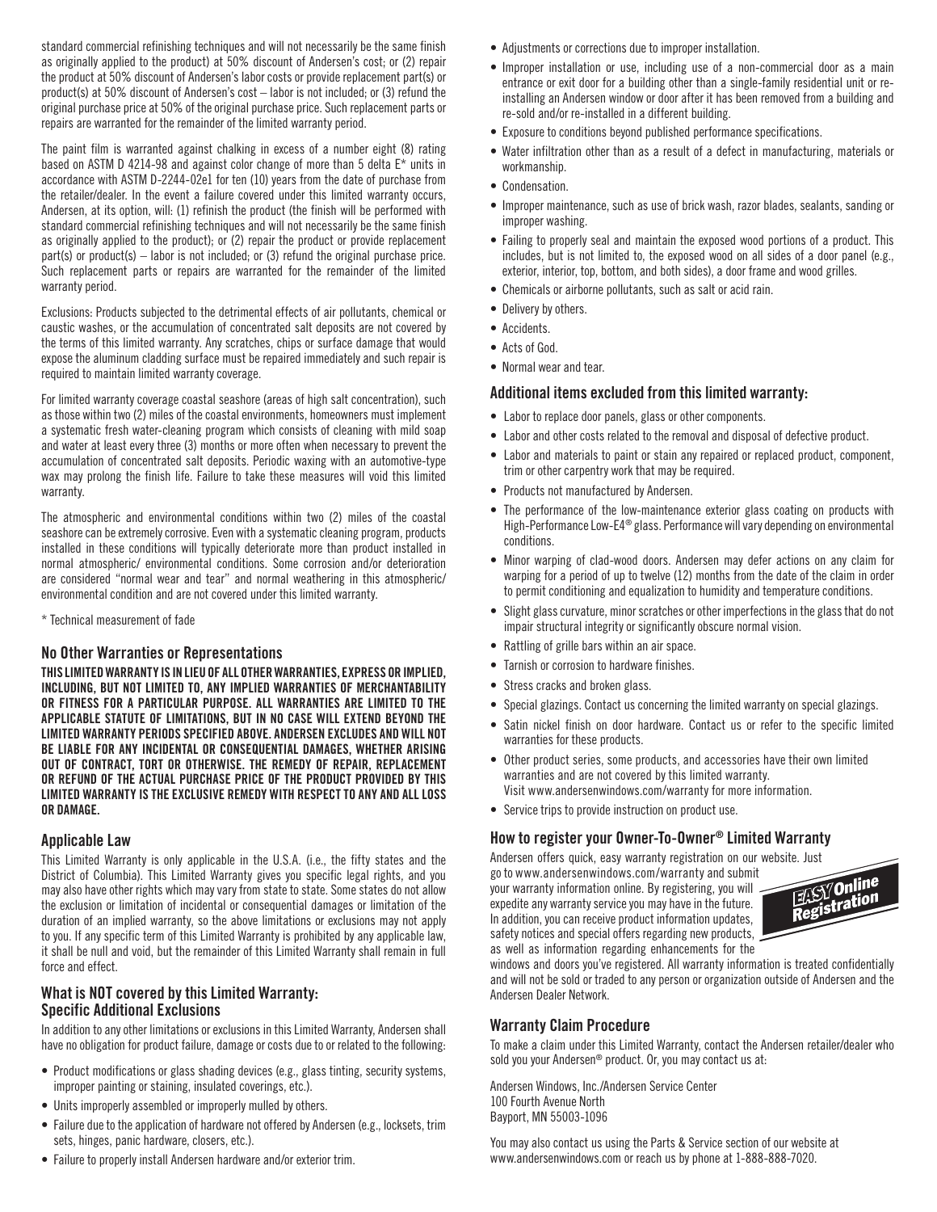standard commercial refinishing techniques and will not necessarily be the same finish as originally applied to the product) at 50% discount of Andersen's cost; or (2) repair the product at 50% discount of Andersen's labor costs or provide replacement part(s) or product(s) at 50% discount of Andersen's cost – labor is not included; or (3) refund the original purchase price at 50% of the original purchase price. Such replacement parts or repairs are warranted for the remainder of the limited warranty period.

The paint film is warranted against chalking in excess of a number eight (8) rating based on ASTM D 4214-98 and against color change of more than 5 delta E* units in accordance with ASTM D-2244-02e1 for ten (10) years from the date of purchase from the retailer/dealer. In the event a failure covered under this limited warranty occurs, Andersen, at its option, will: (1) refinish the product (the finish will be performed with standard commercial refinishing techniques and will not necessarily be the same finish as originally applied to the product); or (2) repair the product or provide replacement part(s) or product(s) – labor is not included; or (3) refund the original purchase price. Such replacement parts or repairs are warranted for the remainder of the limited warranty period.

Exclusions: Products subjected to the detrimental effects of air pollutants, chemical or caustic washes, or the accumulation of concentrated salt deposits are not covered by the terms of this limited warranty. Any scratches, chips or surface damage that would expose the aluminum cladding surface must be repaired immediately and such repair is required to maintain limited warranty coverage.

For limited warranty coverage coastal seashore (areas of high salt concentration), such as those within two (2) miles of the coastal environments, homeowners must implement a systematic fresh water-cleaning program which consists of cleaning with mild soap and water at least every three (3) months or more often when necessary to prevent the accumulation of concentrated salt deposits. Periodic waxing with an automotive-type wax may prolong the finish life. Failure to take these measures will void this limited warranty.

The atmospheric and environmental conditions within two (2) miles of the coastal seashore can be extremely corrosive. Even with a systematic cleaning program, products installed in these conditions will typically deteriorate more than product installed in normal atmospheric/ environmental conditions. Some corrosion and/or deterioration are considered "normal wear and tear" and normal weathering in this atmospheric/ environmental condition and are not covered under this limited warranty.

\* Technical measurement of fade

### No Other Warranties or Representations

**THIS LIMITED WARRANTY IS IN LIEU OF ALL OTHER WARRANTIES, EXPRESS OR IMPLIED, INCLUDING, BUT NOT LIMITED TO, ANY IMPLIED WARRANTIES OF MERCHANTABILITY OR FITNESS FOR A PARTICULAR PURPOSE. ALL WARRANTIES ARE LIMITED TO THE APPLICABLE STATUTE OF LIMITATIONS, BUT IN NO CASE WILL EXTEND BEYOND THE LIMITED WARRANTY PERIODS SPECIFIED ABOVE. ANDERSEN EXCLUDES AND WILL NOT BE LIABLE FOR ANY INCIDENTAL OR CONSEQUENTIAL DAMAGES, WHETHER ARISING OUT OF CONTRACT, TORT OR OTHERWISE. THE REMEDY OF REPAIR, REPLACEMENT OR REFUND OF THE ACTUAL PURCHASE PRICE OF THE PRODUCT PROVIDED BY THIS LIMITED WARRANTY IS THE EXCLUSIVE REMEDY WITH RESPECT TO ANY AND ALL LOSS OR DAMAGE.**

### Applicable Law

This Limited Warranty is only applicable in the U.S.A. (i.e., the fifty states and the District of Columbia). This Limited Warranty gives you specific legal rights, and you may also have other rights which may vary from state to state. Some states do not allow the exclusion or limitation of incidental or consequential damages or limitation of the duration of an implied warranty, so the above limitations or exclusions may not apply to you. If any specific term of this Limited Warranty is prohibited by any applicable law, it shall be null and void, but the remainder of this Limited Warranty shall remain in full force and effect.

### What is NOT covered by this Limited Warranty: Specific Additional Exclusions

In addition to any other limitations or exclusions in this Limited Warranty, Andersen shall have no obligation for product failure, damage or costs due to or related to the following:

- Product modifications or glass shading devices (e.g., glass tinting, security systems, improper painting or staining, insulated coverings, etc.).
- Units improperly assembled or improperly mulled by others.
- Failure due to the application of hardware not offered by Andersen (e.g., locksets, trim sets, hinges, panic hardware, closers, etc.).
- Failure to properly install Andersen hardware and/or exterior trim.
- Adjustments or corrections due to improper installation.
- Improper installation or use, including use of a non-commercial door as a main entrance or exit door for a building other than a single-family residential unit or re-installing an Andersen window or door after it has been removed from a building and re-sold and/or re-installed in a different building.
- Exposure to conditions beyond published performance specifications.
- Water infiltration other than as a result of a defect in manufacturing, materials or workmanship.
- Condensation.
- Improper maintenance, such as use of brick wash, razor blades, sealants, sanding or improper washing.
- Failing to properly seal and maintain the exposed wood portions of a product. This includes, but is not limited to, the exposed wood on all sides of a door panel (e.g., exterior, interior, top, bottom, and both sides), a door frame and wood grilles.
- Chemicals or airborne pollutants, such as salt or acid rain.
- Delivery by others.
- Accidents.
- Acts of God.
- Normal wear and tear.

### Additional items excluded from this limited warranty:

- Labor to replace door panels, glass or other components.
- Labor and other costs related to the removal and disposal of defective product.
- Labor and materials to paint or stain any repaired or replaced product, component, trim or other carpentry work that may be required.
- Products not manufactured by Andersen.
- The performance of the low-maintenance exterior glass coating on products with High-Performance Low-E4® glass. Performance will vary depending on environmental conditions.
- Minor warping of clad-wood doors. Andersen may defer actions on any claim for warping for a period of up to twelve (12) months from the date of the claim in order to permit conditioning and equalization to humidity and temperature conditions.
- Slight glass curvature, minor scratches or other imperfections in the glass that do not impair structural integrity or significantly obscure normal vision.
- Rattling of grille bars within an air space.
- Tarnish or corrosion to hardware finishes.
- Stress cracks and broken glass.
- Special glazings. Contact us concerning the limited warranty on special glazings.
- Satin nickel finish on door hardware. Contact us or refer to the specific limited warranties for these products.
- Other product series, some products, and accessories have their own limited warranties and are not covered by this limited warranty. Visit www.andersenwindows.com/warranty for more information.
- Service trips to provide instruction on product use.

### How to register your Owner-To-Owner® Limited Warranty

Andersen offers quick, easy warranty registration on our website. Just go to www.andersenwindows.com/warranty and submit your warranty information online. By registering, you will expedite any warranty service you may have in the future. In addition, you can receive product information updates, safety notices and special offers regarding new products, as well as information regarding enhancements for the windows and doors you've registered. All warranty information is treated confidentially and will not be sold or traded to any person or organization outside of Andersen and the Andersen Dealer Network.

EASY Online Registration

### Warranty Claim Procedure

To make a claim under this Limited Warranty, contact the Andersen retailer/dealer who sold you your Andersen® product. Or, you may contact us at:

Andersen Windows, Inc./Andersen Service Center
100 Fourth Avenue North
Bayport, MN 55003-1096

You may also contact us using the Parts & Service section of our website at www.andersenwindows.com or reach us by phone at 1-888-888-7020.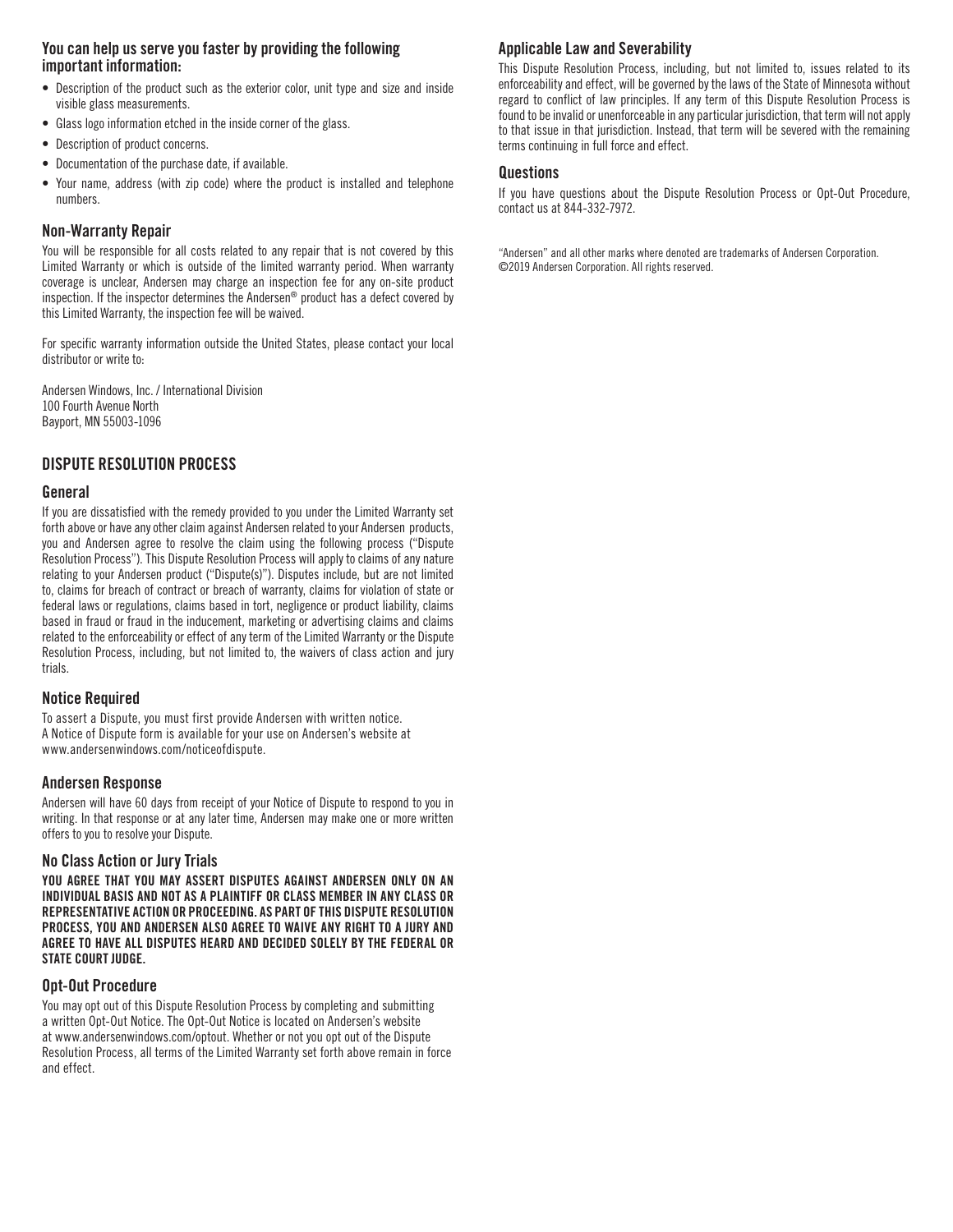### You can help us serve you faster by providing the following important information:

- Description of the product such as the exterior color, unit type and size and inside visible glass measurements.
- Glass logo information etched in the inside corner of the glass.
- Description of product concerns.
- Documentation of the purchase date, if available.
- Your name, address (with zip code) where the product is installed and telephone numbers.

### Non-Warranty Repair

You will be responsible for all costs related to any repair that is not covered by this Limited Warranty or which is outside of the limited warranty period. When warranty coverage is unclear, Andersen may charge an inspection fee for any on-site product inspection. If the inspector determines the Andersen® product has a defect covered by this Limited Warranty, the inspection fee will be waived.

For specific warranty information outside the United States, please contact your local distributor or write to:

Andersen Windows, Inc. / International Division
100 Fourth Avenue North
Bayport, MN 55003-1096

## DISPUTE RESOLUTION PROCESS

### General

If you are dissatisfied with the remedy provided to you under the Limited Warranty set forth above or have any other claim against Andersen related to your Andersen products, you and Andersen agree to resolve the claim using the following process ("Dispute Resolution Process"). This Dispute Resolution Process will apply to claims of any nature relating to your Andersen product ("Dispute(s)"). Disputes include, but are not limited to, claims for breach of contract or breach of warranty, claims for violation of state or federal laws or regulations, claims based in tort, negligence or product liability, claims based in fraud or fraud in the inducement, marketing or advertising claims and claims related to the enforceability or effect of any term of the Limited Warranty or the Dispute Resolution Process, including, but not limited to, the waivers of class action and jury trials.

### Notice Required

To assert a Dispute, you must first provide Andersen with written notice. A Notice of Dispute form is available for your use on Andersen's website at www.andersenwindows.com/noticeofdispute.

### Andersen Response

Andersen will have 60 days from receipt of your Notice of Dispute to respond to you in writing. In that response or at any later time, Andersen may make one or more written offers to you to resolve your Dispute.

### No Class Action or Jury Trials

**YOU AGREE THAT YOU MAY ASSERT DISPUTES AGAINST ANDERSEN ONLY ON AN INDIVIDUAL BASIS AND NOT AS A PLAINTIFF OR CLASS MEMBER IN ANY CLASS OR REPRESENTATIVE ACTION OR PROCEEDING. AS PART OF THIS DISPUTE RESOLUTION PROCESS, YOU AND ANDERSEN ALSO AGREE TO WAIVE ANY RIGHT TO A JURY AND AGREE TO HAVE ALL DISPUTES HEARD AND DECIDED SOLELY BY THE FEDERAL OR STATE COURT JUDGE.**

### Opt-Out Procedure

You may opt out of this Dispute Resolution Process by completing and submitting a written Opt-Out Notice. The Opt-Out Notice is located on Andersen's website at www.andersenwindows.com/optout. Whether or not you opt out of the Dispute Resolution Process, all terms of the Limited Warranty set forth above remain in force and effect.

### Applicable Law and Severability

This Dispute Resolution Process, including, but not limited to, issues related to its enforceability and effect, will be governed by the laws of the State of Minnesota without regard to conflict of law principles. If any term of this Dispute Resolution Process is found to be invalid or unenforceable in any particular jurisdiction, that term will not apply to that issue in that jurisdiction. Instead, that term will be severed with the remaining terms continuing in full force and effect.

### Questions

If you have questions about the Dispute Resolution Process or Opt-Out Procedure, contact us at 844-332-7972.

"Andersen" and all other marks where denoted are trademarks of Andersen Corporation.
©2019 Andersen Corporation. All rights reserved.